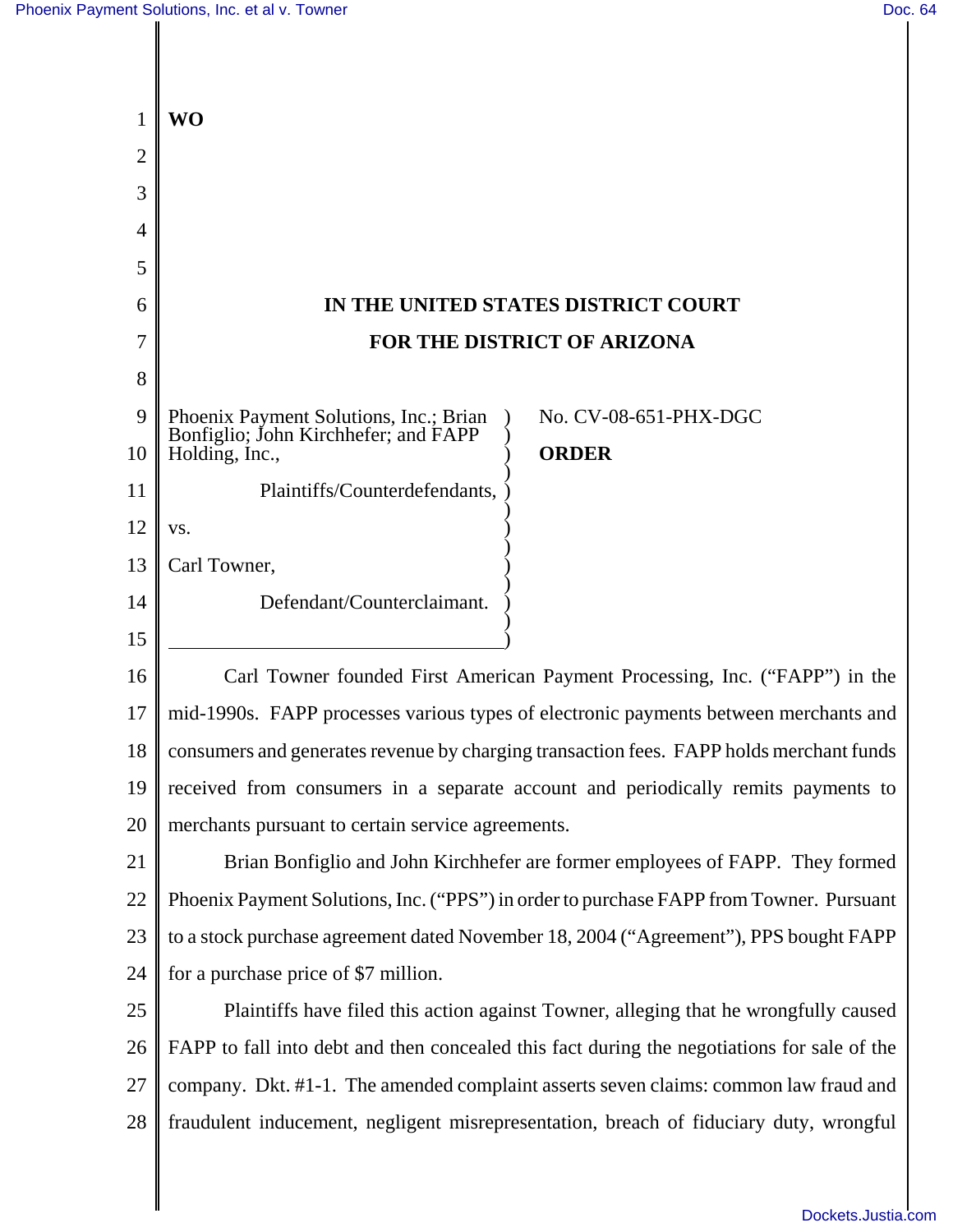**WO**

**IN THE UNITED STATES DISTRICT COURT**

**FOR THE DISTRICT OF ARIZONA**

Phoenix Payment Solutions, Inc.; Brian Bonfiglio; John Kirchhefer; and FAPP Holding, Inc.,

Plaintiffs/Counterdefendants,

vs.

Carl Towner,

Defendant/Counterclaimant.

No. CV-08-651-PHX-DGC

**ORDER**

Carl Towner founded First American Payment Processing, Inc. ("FAPP") in the mid-1990s. FAPP processes various types of electronic payments between merchants and consumers and generates revenue by charging transaction fees. FAPP holds merchant funds received from consumers in a separate account and periodically remits payments to merchants pursuant to certain service agreements.

Brian Bonfiglio and John Kirchhefer are former employees of FAPP. They formed Phoenix Payment Solutions, Inc. ("PPS") in order to purchase FAPP from Towner. Pursuant to a stock purchase agreement dated November 18, 2004 ("Agreement"), PPS bought FAPP for a purchase price of $7 million.

Plaintiffs have filed this action against Towner, alleging that he wrongfully caused FAPP to fall into debt and then concealed this fact during the negotiations for sale of the company. Dkt. #1-1. The amended complaint asserts seven claims: common law fraud and fraudulent inducement, negligent misrepresentation, breach of fiduciary duty, wrongful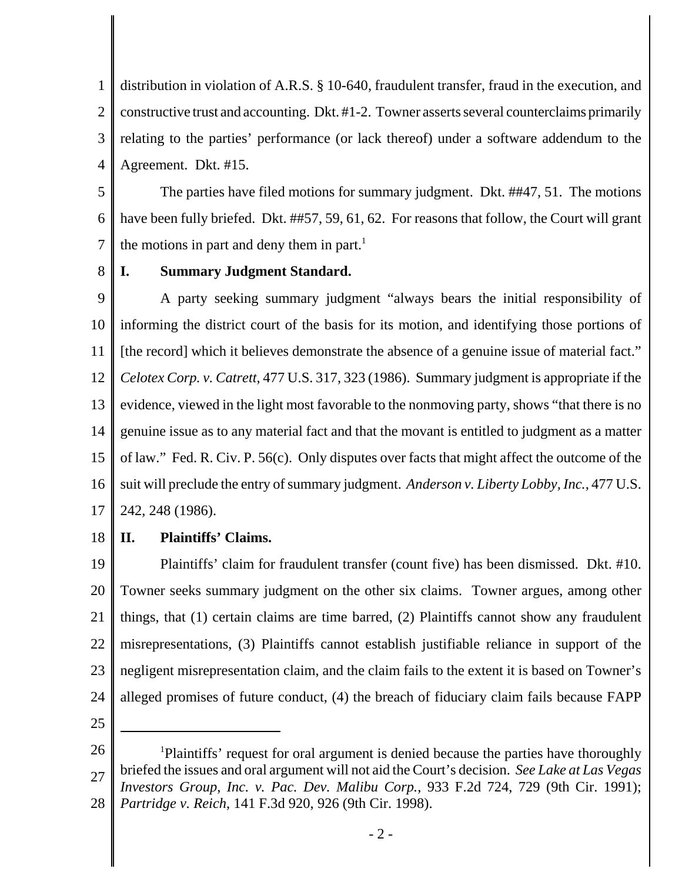distribution in violation of A.R.S. § 10-640, fraudulent transfer, fraud in the execution, and constructive trust and accounting. Dkt. #1-2. Towner asserts several counterclaims primarily relating to the parties' performance (or lack thereof) under a software addendum to the Agreement. Dkt. #15.

The parties have filed motions for summary judgment. Dkt. ##47, 51. The motions have been fully briefed. Dkt. ##57, 59, 61, 62. For reasons that follow, the Court will grant the motions in part and deny them in part.[1]

## I. Summary Judgment Standard.

A party seeking summary judgment "always bears the initial responsibility of informing the district court of the basis for its motion, and identifying those portions of [the record] which it believes demonstrate the absence of a genuine issue of material fact." *Celotex Corp. v. Catrett*, 477 U.S. 317, 323 (1986). Summary judgment is appropriate if the evidence, viewed in the light most favorable to the nonmoving party, shows "that there is no genuine issue as to any material fact and that the movant is entitled to judgment as a matter of law." Fed. R. Civ. P. 56(c). Only disputes over facts that might affect the outcome of the suit will preclude the entry of summary judgment. *Anderson v. Liberty Lobby, Inc.*, 477 U.S. 242, 248 (1986).

## II. Plaintiffs' Claims.

Plaintiffs' claim for fraudulent transfer (count five) has been dismissed. Dkt. #10. Towner seeks summary judgment on the other six claims. Towner argues, among other things, that (1) certain claims are time barred, (2) Plaintiffs cannot show any fraudulent misrepresentations, (3) Plaintiffs cannot establish justifiable reliance in support of the negligent misrepresentation claim, and the claim fails to the extent it is based on Towner's alleged promises of future conduct, (4) the breach of fiduciary claim fails because FAPP

---

[1]Plaintiffs' request for oral argument is denied because the parties have thoroughly briefed the issues and oral argument will not aid the Court's decision. *See Lake at Las Vegas Investors Group, Inc. v. Pac. Dev. Malibu Corp.*, 933 F.2d 724, 729 (9th Cir. 1991); *Partridge v. Reich*, 141 F.3d 920, 926 (9th Cir. 1998).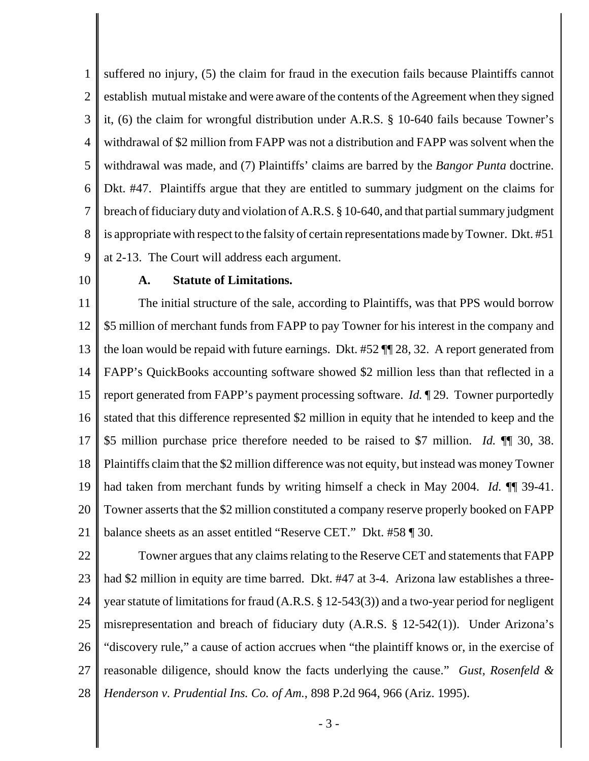suffered no injury, (5) the claim for fraud in the execution fails because Plaintiffs cannot establish mutual mistake and were aware of the contents of the Agreement when they signed it, (6) the claim for wrongful distribution under A.R.S. § 10-640 fails because Towner's withdrawal of $2 million from FAPP was not a distribution and FAPP was solvent when the withdrawal was made, and (7) Plaintiffs' claims are barred by the *Bangor Punta* doctrine. Dkt. #47. Plaintiffs argue that they are entitled to summary judgment on the claims for breach of fiduciary duty and violation of A.R.S. § 10-640, and that partial summary judgment is appropriate with respect to the falsity of certain representations made by Towner. Dkt. #51 at 2-13. The Court will address each argument.

### A. Statute of Limitations.

The initial structure of the sale, according to Plaintiffs, was that PPS would borrow $5 million of merchant funds from FAPP to pay Towner for his interest in the company and the loan would be repaid with future earnings. Dkt. #52 ¶¶ 28, 32. A report generated from FAPP's QuickBooks accounting software showed $2 million less than that reflected in a report generated from FAPP's payment processing software. *Id.* ¶ 29. Towner purportedly stated that this difference represented $2 million in equity that he intended to keep and the $5 million purchase price therefore needed to be raised to $7 million. *Id.* ¶¶ 30, 38. Plaintiffs claim that the $2 million difference was not equity, but instead was money Towner had taken from merchant funds by writing himself a check in May 2004. *Id.* ¶¶ 39-41. Towner asserts that the $2 million constituted a company reserve properly booked on FAPP balance sheets as an asset entitled "Reserve CET." Dkt. #58 ¶ 30.

Towner argues that any claims relating to the Reserve CET and statements that FAPP had $2 million in equity are time barred. Dkt. #47 at 3-4. Arizona law establishes a three-year statute of limitations for fraud (A.R.S. § 12-543(3)) and a two-year period for negligent misrepresentation and breach of fiduciary duty (A.R.S. § 12-542(1)). Under Arizona's "discovery rule," a cause of action accrues when "the plaintiff knows or, in the exercise of reasonable diligence, should know the facts underlying the cause." *Gust, Rosenfeld & Henderson v. Prudential Ins. Co. of Am.*, 898 P.2d 964, 966 (Ariz. 1995).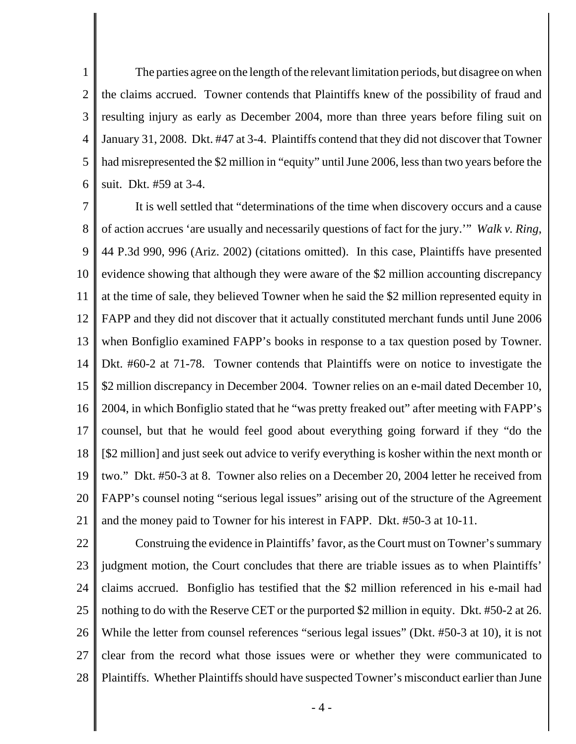The parties agree on the length of the relevant limitation periods, but disagree on when the claims accrued. Towner contends that Plaintiffs knew of the possibility of fraud and resulting injury as early as December 2004, more than three years before filing suit on January 31, 2008. Dkt. #47 at 3-4. Plaintiffs contend that they did not discover that Towner had misrepresented the $2 million in "equity" until June 2006, less than two years before the suit. Dkt. #59 at 3-4.

It is well settled that "determinations of the time when discovery occurs and a cause of action accrues 'are usually and necessarily questions of fact for the jury.'" *Walk v. Ring*, 44 P.3d 990, 996 (Ariz. 2002) (citations omitted). In this case, Plaintiffs have presented evidence showing that although they were aware of the $2 million accounting discrepancy at the time of sale, they believed Towner when he said the $2 million represented equity in FAPP and they did not discover that it actually constituted merchant funds until June 2006 when Bonfiglio examined FAPP's books in response to a tax question posed by Towner. Dkt. #60-2 at 71-78. Towner contends that Plaintiffs were on notice to investigate the $2 million discrepancy in December 2004. Towner relies on an e-mail dated December 10, 2004, in which Bonfiglio stated that he "was pretty freaked out" after meeting with FAPP's counsel, but that he would feel good about everything going forward if they "do the [$2 million] and just seek out advice to verify everything is kosher within the next month or two." Dkt. #50-3 at 8. Towner also relies on a December 20, 2004 letter he received from FAPP's counsel noting "serious legal issues" arising out of the structure of the Agreement and the money paid to Towner for his interest in FAPP. Dkt. #50-3 at 10-11.

Construing the evidence in Plaintiffs' favor, as the Court must on Towner's summary judgment motion, the Court concludes that there are triable issues as to when Plaintiffs' claims accrued. Bonfiglio has testified that the $2 million referenced in his e-mail had nothing to do with the Reserve CET or the purported $2 million in equity. Dkt. #50-2 at 26. While the letter from counsel references "serious legal issues" (Dkt. #50-3 at 10), it is not clear from the record what those issues were or whether they were communicated to Plaintiffs. Whether Plaintiffs should have suspected Towner's misconduct earlier than June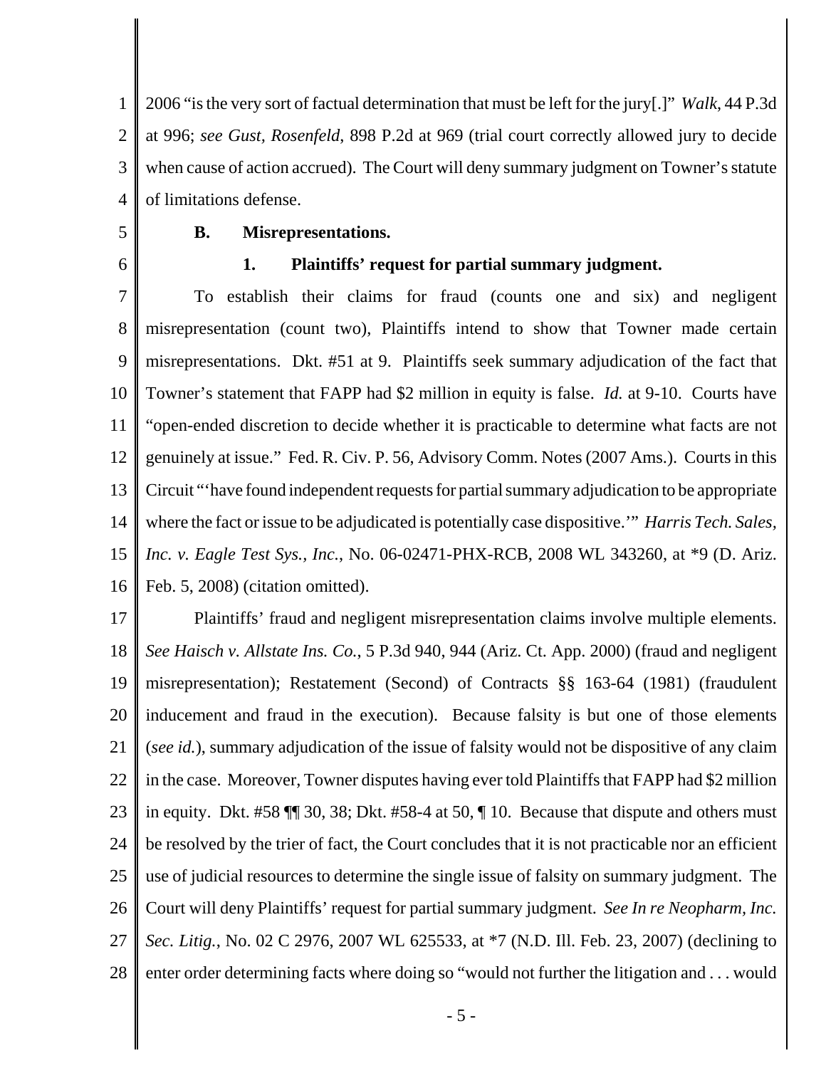2006 "is the very sort of factual determination that must be left for the jury[.]" *Walk*, 44 P.3d at 996; *see Gust, Rosenfeld*, 898 P.2d at 969 (trial court correctly allowed jury to decide when cause of action accrued). The Court will deny summary judgment on Towner's statute of limitations defense.

### B. Misrepresentations.

#### 1. Plaintiffs' request for partial summary judgment.

To establish their claims for fraud (counts one and six) and negligent misrepresentation (count two), Plaintiffs intend to show that Towner made certain misrepresentations. Dkt. #51 at 9. Plaintiffs seek summary adjudication of the fact that Towner's statement that FAPP had $2 million in equity is false. *Id.* at 9-10. Courts have "open-ended discretion to decide whether it is practicable to determine what facts are not genuinely at issue." Fed. R. Civ. P. 56, Advisory Comm. Notes (2007 Ams.). Courts in this Circuit "'have found independent requests for partial summary adjudication to be appropriate where the fact or issue to be adjudicated is potentially case dispositive.'" *Harris Tech. Sales, Inc. v. Eagle Test Sys., Inc.*, No. 06-02471-PHX-RCB, 2008 WL 343260, at *9 (D. Ariz. Feb. 5, 2008) (citation omitted).

Plaintiffs' fraud and negligent misrepresentation claims involve multiple elements. *See Haisch v. Allstate Ins. Co.*, 5 P.3d 940, 944 (Ariz. Ct. App. 2000) (fraud and negligent misrepresentation); Restatement (Second) of Contracts §§ 163-64 (1981) (fraudulent inducement and fraud in the execution). Because falsity is but one of those elements (*see id.*), summary adjudication of the issue of falsity would not be dispositive of any claim in the case. Moreover, Towner disputes having ever told Plaintiffs that FAPP had $2 million in equity. Dkt. #58 ¶¶ 30, 38; Dkt. #58-4 at 50, ¶ 10. Because that dispute and others must be resolved by the trier of fact, the Court concludes that it is not practicable nor an efficient use of judicial resources to determine the single issue of falsity on summary judgment. The Court will deny Plaintiffs' request for partial summary judgment. *See In re Neopharm, Inc. Sec. Litig.*, No. 02 C 2976, 2007 WL 625533, at *7 (N.D. Ill. Feb. 23, 2007) (declining to enter order determining facts where doing so "would not further the litigation and . . . would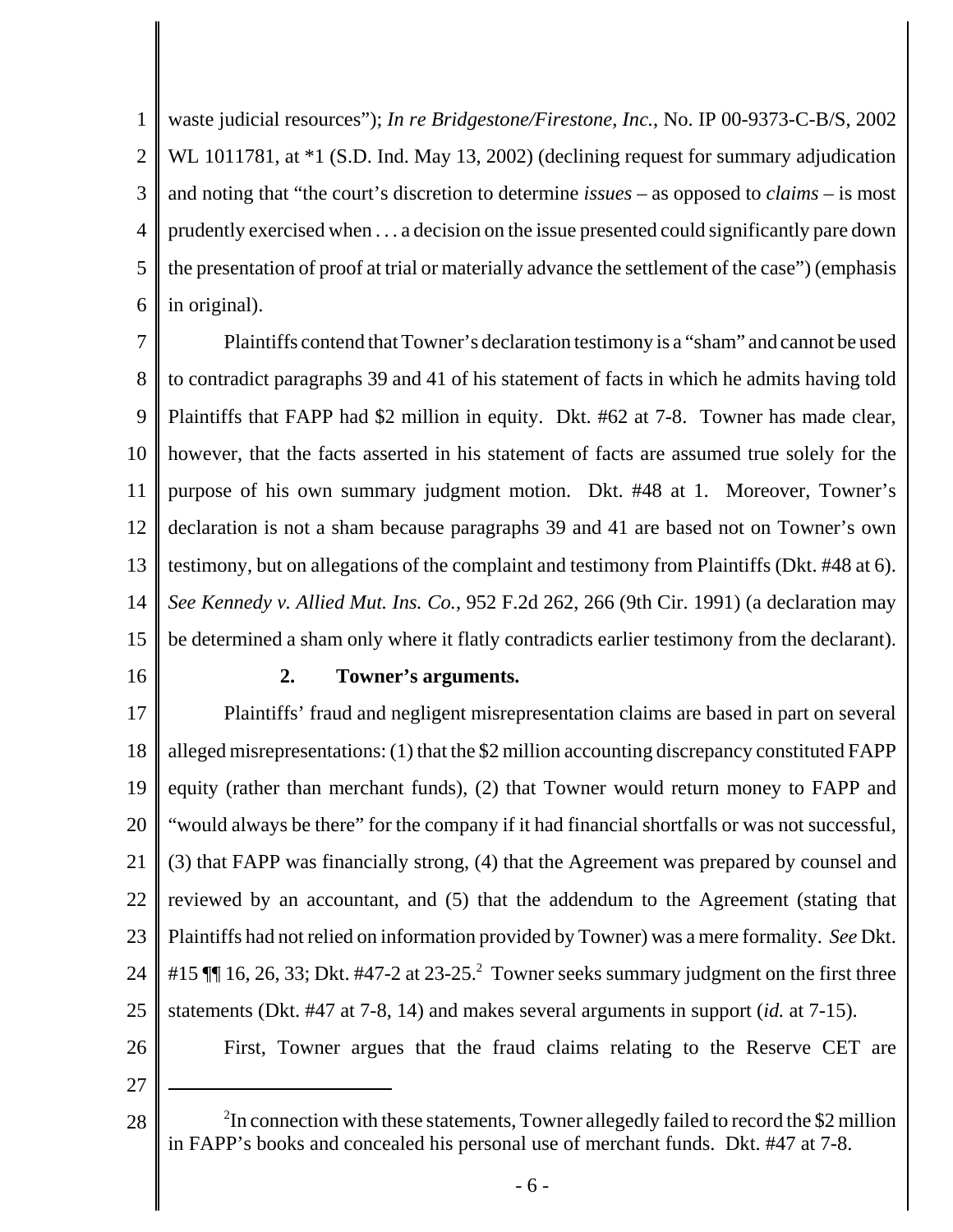waste judicial resources"); *In re Bridgestone/Firestone, Inc.*, No. IP 00-9373-C-B/S, 2002 WL 1011781, at *1 (S.D. Ind. May 13, 2002) (declining request for summary adjudication and noting that "the court's discretion to determine *issues* – as opposed to *claims* – is most prudently exercised when . . . a decision on the issue presented could significantly pare down the presentation of proof at trial or materially advance the settlement of the case") (emphasis in original).

Plaintiffs contend that Towner's declaration testimony is a "sham" and cannot be used to contradict paragraphs 39 and 41 of his statement of facts in which he admits having told Plaintiffs that FAPP had $2 million in equity. Dkt. #62 at 7-8. Towner has made clear, however, that the facts asserted in his statement of facts are assumed true solely for the purpose of his own summary judgment motion. Dkt. #48 at 1. Moreover, Towner's declaration is not a sham because paragraphs 39 and 41 are based not on Towner's own testimony, but on allegations of the complaint and testimony from Plaintiffs (Dkt. #48 at 6). *See Kennedy v. Allied Mut. Ins. Co.*, 952 F.2d 262, 266 (9th Cir. 1991) (a declaration may be determined a sham only where it flatly contradicts earlier testimony from the declarant).

### 2. Towner's arguments.

Plaintiffs' fraud and negligent misrepresentation claims are based in part on several alleged misrepresentations: (1) that the $2 million accounting discrepancy constituted FAPP equity (rather than merchant funds), (2) that Towner would return money to FAPP and "would always be there" for the company if it had financial shortfalls or was not successful, (3) that FAPP was financially strong, (4) that the Agreement was prepared by counsel and reviewed by an accountant, and (5) that the addendum to the Agreement (stating that Plaintiffs had not relied on information provided by Towner) was a mere formality. *See* Dkt. #15 ¶¶ 16, 26, 33; Dkt. #47-2 at 23-25.[2] Towner seeks summary judgment on the first three statements (Dkt. #47 at 7-8, 14) and makes several arguments in support (*id.* at 7-15).

First, Towner argues that the fraud claims relating to the Reserve CET are

---

[2]In connection with these statements, Towner allegedly failed to record the $2 million in FAPP's books and concealed his personal use of merchant funds. Dkt. #47 at 7-8.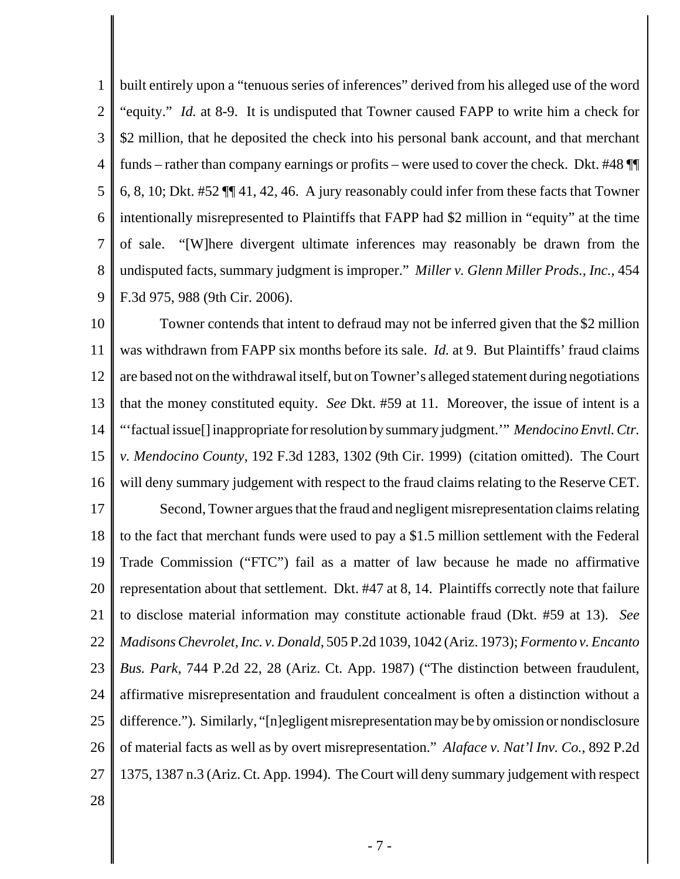built entirely upon a "tenuous series of inferences" derived from his alleged use of the word "equity." *Id.* at 8-9. It is undisputed that Towner caused FAPP to write him a check for $2 million, that he deposited the check into his personal bank account, and that merchant funds – rather than company earnings or profits – were used to cover the check. Dkt. #48 ¶¶ 6, 8, 10; Dkt. #52 ¶¶ 41, 42, 46. A jury reasonably could infer from these facts that Towner intentionally misrepresented to Plaintiffs that FAPP had $2 million in "equity" at the time of sale. "[W]here divergent ultimate inferences may reasonably be drawn from the undisputed facts, summary judgment is improper." *Miller v. Glenn Miller Prods., Inc.*, 454 F.3d 975, 988 (9th Cir. 2006).

Towner contends that intent to defraud may not be inferred given that the $2 million was withdrawn from FAPP six months before its sale. *Id.* at 9. But Plaintiffs' fraud claims are based not on the withdrawal itself, but on Towner's alleged statement during negotiations that the money constituted equity. *See* Dkt. #59 at 11. Moreover, the issue of intent is a "'factual issue[] inappropriate for resolution by summary judgment.'" *Mendocino Envtl. Ctr. v. Mendocino County*, 192 F.3d 1283, 1302 (9th Cir. 1999) (citation omitted). The Court will deny summary judgement with respect to the fraud claims relating to the Reserve CET.

Second, Towner argues that the fraud and negligent misrepresentation claims relating to the fact that merchant funds were used to pay a $1.5 million settlement with the Federal Trade Commission ("FTC") fail as a matter of law because he made no affirmative representation about that settlement. Dkt. #47 at 8, 14. Plaintiffs correctly note that failure to disclose material information may constitute actionable fraud (Dkt. #59 at 13). *See Madisons Chevrolet, Inc. v. Donald*, 505 P.2d 1039, 1042 (Ariz. 1973); *Formento v. Encanto Bus. Park*, 744 P.2d 22, 28 (Ariz. Ct. App. 1987) ("The distinction between fraudulent, affirmative misrepresentation and fraudulent concealment is often a distinction without a difference."). Similarly, "[n]egligent misrepresentation may be by omission or nondisclosure of material facts as well as by overt misrepresentation." *Alaface v. Nat'l Inv. Co.*, 892 P.2d 1375, 1387 n.3 (Ariz. Ct. App. 1994). The Court will deny summary judgement with respect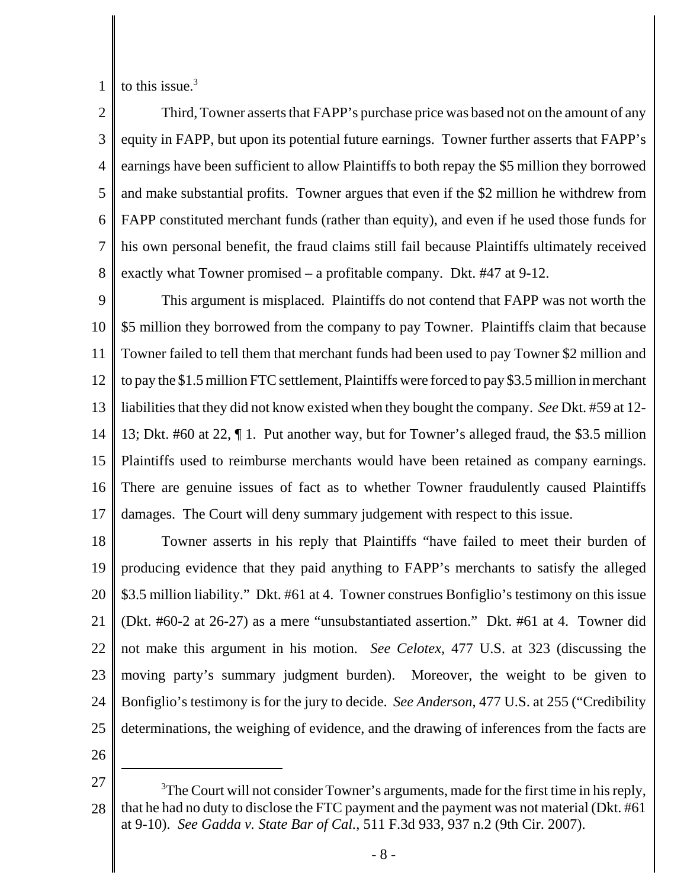to this issue.[3]

Third, Towner asserts that FAPP's purchase price was based not on the amount of any equity in FAPP, but upon its potential future earnings. Towner further asserts that FAPP's earnings have been sufficient to allow Plaintiffs to both repay the $5 million they borrowed and make substantial profits. Towner argues that even if the $2 million he withdrew from FAPP constituted merchant funds (rather than equity), and even if he used those funds for his own personal benefit, the fraud claims still fail because Plaintiffs ultimately received exactly what Towner promised – a profitable company. Dkt. #47 at 9-12.

This argument is misplaced. Plaintiffs do not contend that FAPP was not worth the $5 million they borrowed from the company to pay Towner. Plaintiffs claim that because Towner failed to tell them that merchant funds had been used to pay Towner $2 million and to pay the $1.5 million FTC settlement, Plaintiffs were forced to pay $3.5 million in merchant liabilities that they did not know existed when they bought the company. *See* Dkt. #59 at 12-13; Dkt. #60 at 22, ¶ 1. Put another way, but for Towner's alleged fraud, the $3.5 million Plaintiffs used to reimburse merchants would have been retained as company earnings. There are genuine issues of fact as to whether Towner fraudulently caused Plaintiffs damages. The Court will deny summary judgement with respect to this issue.

Towner asserts in his reply that Plaintiffs "have failed to meet their burden of producing evidence that they paid anything to FAPP's merchants to satisfy the alleged $3.5 million liability." Dkt. #61 at 4. Towner construes Bonfiglio's testimony on this issue (Dkt. #60-2 at 26-27) as a mere "unsubstantiated assertion." Dkt. #61 at 4. Towner did not make this argument in his motion. *See Celotex*, 477 U.S. at 323 (discussing the moving party's summary judgment burden). Moreover, the weight to be given to Bonfiglio's testimony is for the jury to decide. *See Anderson*, 477 U.S. at 255 ("Credibility determinations, the weighing of evidence, and the drawing of inferences from the facts are

---

[3] The Court will not consider Towner's arguments, made for the first time in his reply, that he had no duty to disclose the FTC payment and the payment was not material (Dkt. #61 at 9-10). *See Gadda v. State Bar of Cal.*, 511 F.3d 933, 937 n.2 (9th Cir. 2007).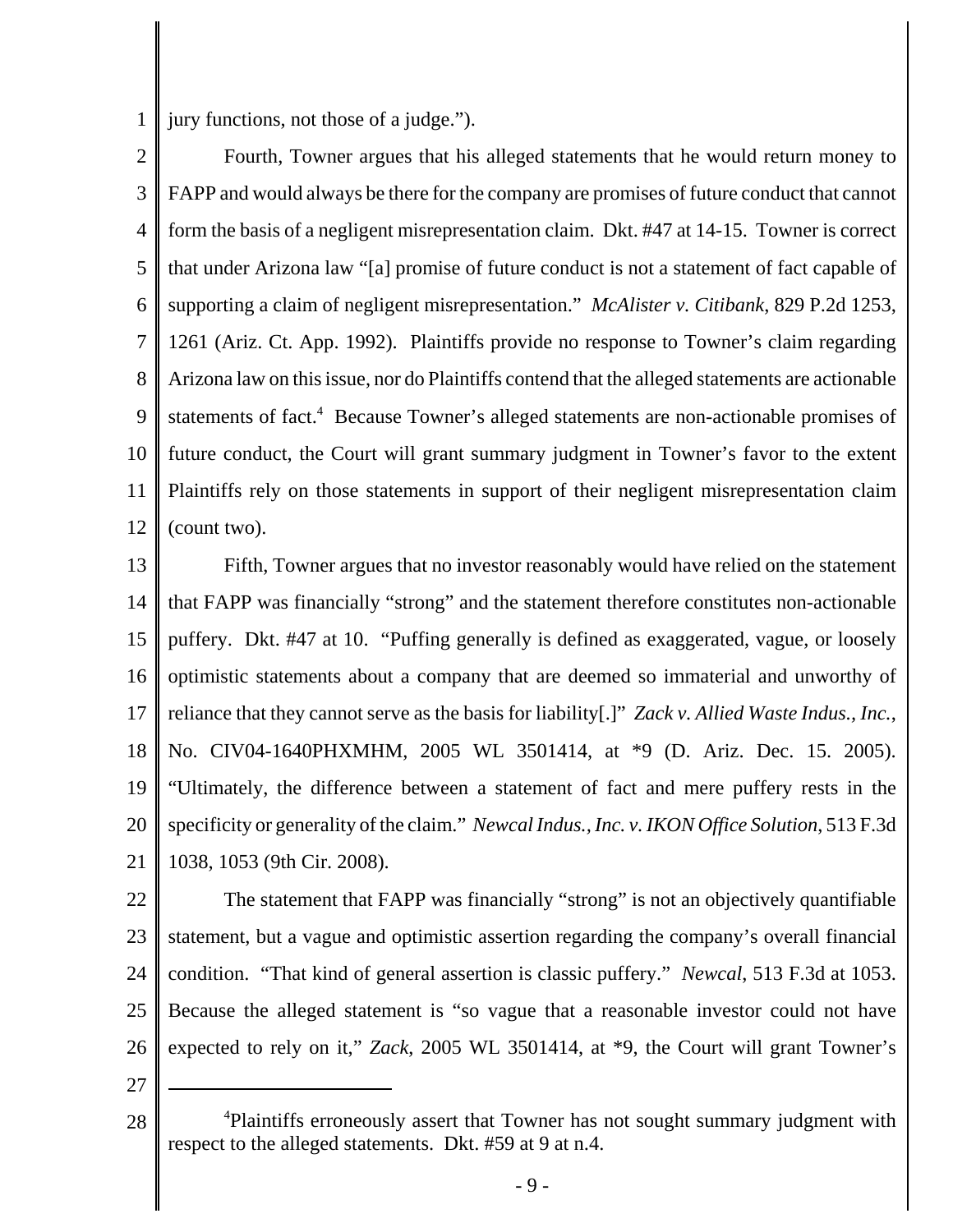jury functions, not those of a judge.").

Fourth, Towner argues that his alleged statements that he would return money to FAPP and would always be there for the company are promises of future conduct that cannot form the basis of a negligent misrepresentation claim. Dkt. #47 at 14-15. Towner is correct that under Arizona law "[a] promise of future conduct is not a statement of fact capable of supporting a claim of negligent misrepresentation." *McAlister v. Citibank*, 829 P.2d 1253, 1261 (Ariz. Ct. App. 1992). Plaintiffs provide no response to Towner's claim regarding Arizona law on this issue, nor do Plaintiffs contend that the alleged statements are actionable statements of fact.[4] Because Towner's alleged statements are non-actionable promises of future conduct, the Court will grant summary judgment in Towner's favor to the extent Plaintiffs rely on those statements in support of their negligent misrepresentation claim (count two).

Fifth, Towner argues that no investor reasonably would have relied on the statement that FAPP was financially "strong" and the statement therefore constitutes non-actionable puffery. Dkt. #47 at 10. "Puffing generally is defined as exaggerated, vague, or loosely optimistic statements about a company that are deemed so immaterial and unworthy of reliance that they cannot serve as the basis for liability[.]" *Zack v. Allied Waste Indus., Inc.*, No. CIV04-1640PHXMHM, 2005 WL 3501414, at *9 (D. Ariz. Dec. 15. 2005). "Ultimately, the difference between a statement of fact and mere puffery rests in the specificity or generality of the claim." *Newcal Indus., Inc. v. IKON Office Solution*, 513 F.3d 1038, 1053 (9th Cir. 2008).

The statement that FAPP was financially "strong" is not an objectively quantifiable statement, but a vague and optimistic assertion regarding the company's overall financial condition. "That kind of general assertion is classic puffery." *Newcal*, 513 F.3d at 1053. Because the alleged statement is "so vague that a reasonable investor could not have expected to rely on it," *Zack*, 2005 WL 3501414, at *9, the Court will grant Towner's

---

[4]Plaintiffs erroneously assert that Towner has not sought summary judgment with respect to the alleged statements. Dkt. #59 at 9 at n.4.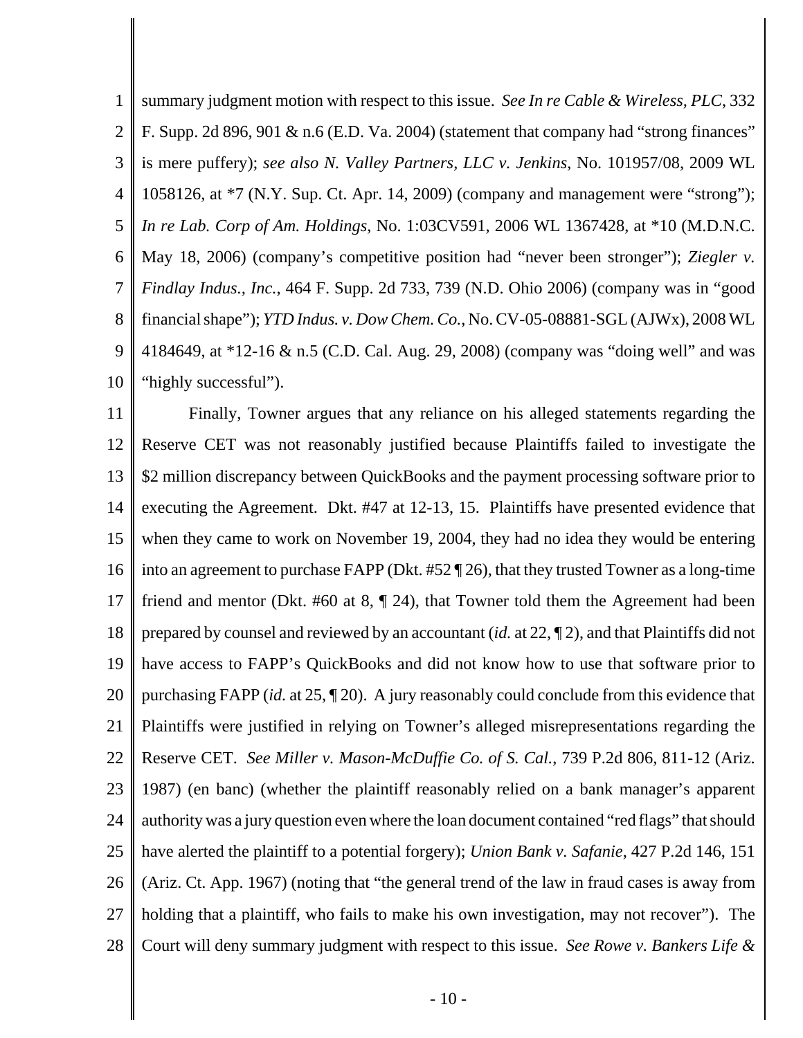summary judgment motion with respect to this issue. *See In re Cable & Wireless, PLC*, 332 F. Supp. 2d 896, 901 & n.6 (E.D. Va. 2004) (statement that company had "strong finances" is mere puffery); *see also N. Valley Partners, LLC v. Jenkins*, No. 101957/08, 2009 WL 1058126, at *7 (N.Y. Sup. Ct. Apr. 14, 2009) (company and management were "strong"); *In re Lab. Corp of Am. Holdings*, No. 1:03CV591, 2006 WL 1367428, at *10 (M.D.N.C. May 18, 2006) (company's competitive position had "never been stronger"); *Ziegler v. Findlay Indus., Inc.*, 464 F. Supp. 2d 733, 739 (N.D. Ohio 2006) (company was in "good financial shape"); *YTD Indus. v. Dow Chem. Co.*, No. CV-05-08881-SGL (AJWx), 2008 WL 4184649, at *12-16 & n.5 (C.D. Cal. Aug. 29, 2008) (company was "doing well" and was "highly successful").

Finally, Towner argues that any reliance on his alleged statements regarding the Reserve CET was not reasonably justified because Plaintiffs failed to investigate the $2 million discrepancy between QuickBooks and the payment processing software prior to executing the Agreement. Dkt. #47 at 12-13, 15. Plaintiffs have presented evidence that when they came to work on November 19, 2004, they had no idea they would be entering into an agreement to purchase FAPP (Dkt. #52 ¶ 26), that they trusted Towner as a long-time friend and mentor (Dkt. #60 at 8, ¶ 24), that Towner told them the Agreement had been prepared by counsel and reviewed by an accountant (*id.* at 22, ¶ 2), and that Plaintiffs did not have access to FAPP's QuickBooks and did not know how to use that software prior to purchasing FAPP (*id.* at 25, ¶ 20). A jury reasonably could conclude from this evidence that Plaintiffs were justified in relying on Towner's alleged misrepresentations regarding the Reserve CET. *See Miller v. Mason-McDuffie Co. of S. Cal.*, 739 P.2d 806, 811-12 (Ariz. 1987) (en banc) (whether the plaintiff reasonably relied on a bank manager's apparent authority was a jury question even where the loan document contained "red flags" that should have alerted the plaintiff to a potential forgery); *Union Bank v. Safanie*, 427 P.2d 146, 151 (Ariz. Ct. App. 1967) (noting that "the general trend of the law in fraud cases is away from holding that a plaintiff, who fails to make his own investigation, may not recover"). The Court will deny summary judgment with respect to this issue. *See Rowe v. Bankers Life &*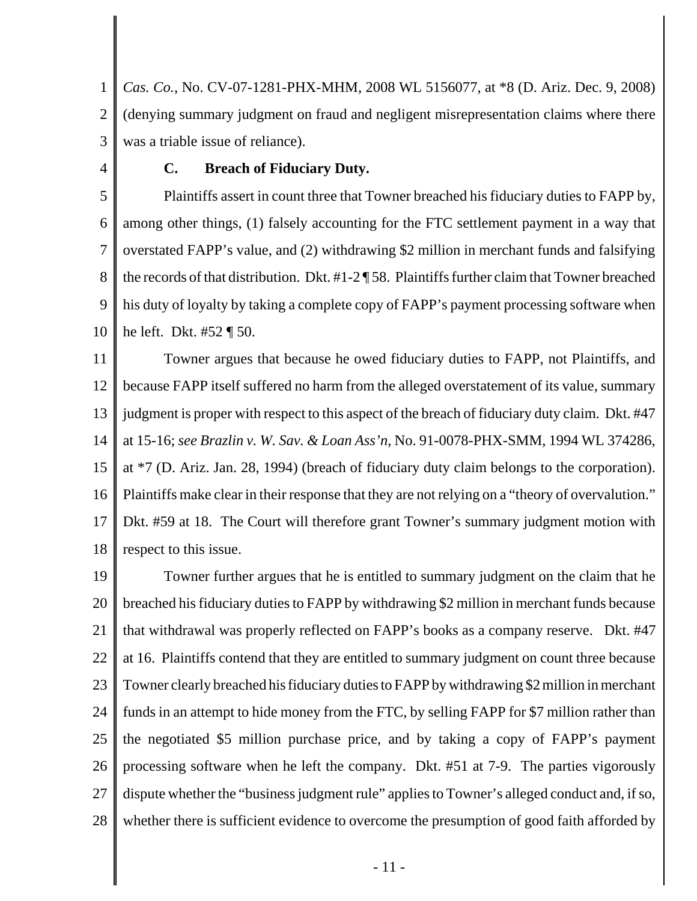*Cas. Co.*, No. CV-07-1281-PHX-MHM, 2008 WL 5156077, at *8 (D. Ariz. Dec. 9, 2008) (denying summary judgment on fraud and negligent misrepresentation claims where there was a triable issue of reliance).

**C. Breach of Fiduciary Duty.**

Plaintiffs assert in count three that Towner breached his fiduciary duties to FAPP by, among other things, (1) falsely accounting for the FTC settlement payment in a way that overstated FAPP's value, and (2) withdrawing $2 million in merchant funds and falsifying the records of that distribution. Dkt. #1-2 ¶ 58. Plaintiffs further claim that Towner breached his duty of loyalty by taking a complete copy of FAPP's payment processing software when he left. Dkt. #52 ¶ 50.

Towner argues that because he owed fiduciary duties to FAPP, not Plaintiffs, and because FAPP itself suffered no harm from the alleged overstatement of its value, summary judgment is proper with respect to this aspect of the breach of fiduciary duty claim. Dkt. #47 at 15-16; *see Brazlin v. W. Sav. & Loan Ass'n*, No. 91-0078-PHX-SMM, 1994 WL 374286, at *7 (D. Ariz. Jan. 28, 1994) (breach of fiduciary duty claim belongs to the corporation). Plaintiffs make clear in their response that they are not relying on a "theory of overvalution." Dkt. #59 at 18. The Court will therefore grant Towner's summary judgment motion with respect to this issue.

Towner further argues that he is entitled to summary judgment on the claim that he breached his fiduciary duties to FAPP by withdrawing $2 million in merchant funds because that withdrawal was properly reflected on FAPP's books as a company reserve. Dkt. #47 at 16. Plaintiffs contend that they are entitled to summary judgment on count three because Towner clearly breached his fiduciary duties to FAPP by withdrawing $2 million in merchant funds in an attempt to hide money from the FTC, by selling FAPP for $7 million rather than the negotiated $5 million purchase price, and by taking a copy of FAPP's payment processing software when he left the company. Dkt. #51 at 7-9. The parties vigorously dispute whether the "business judgment rule" applies to Towner's alleged conduct and, if so, whether there is sufficient evidence to overcome the presumption of good faith afforded by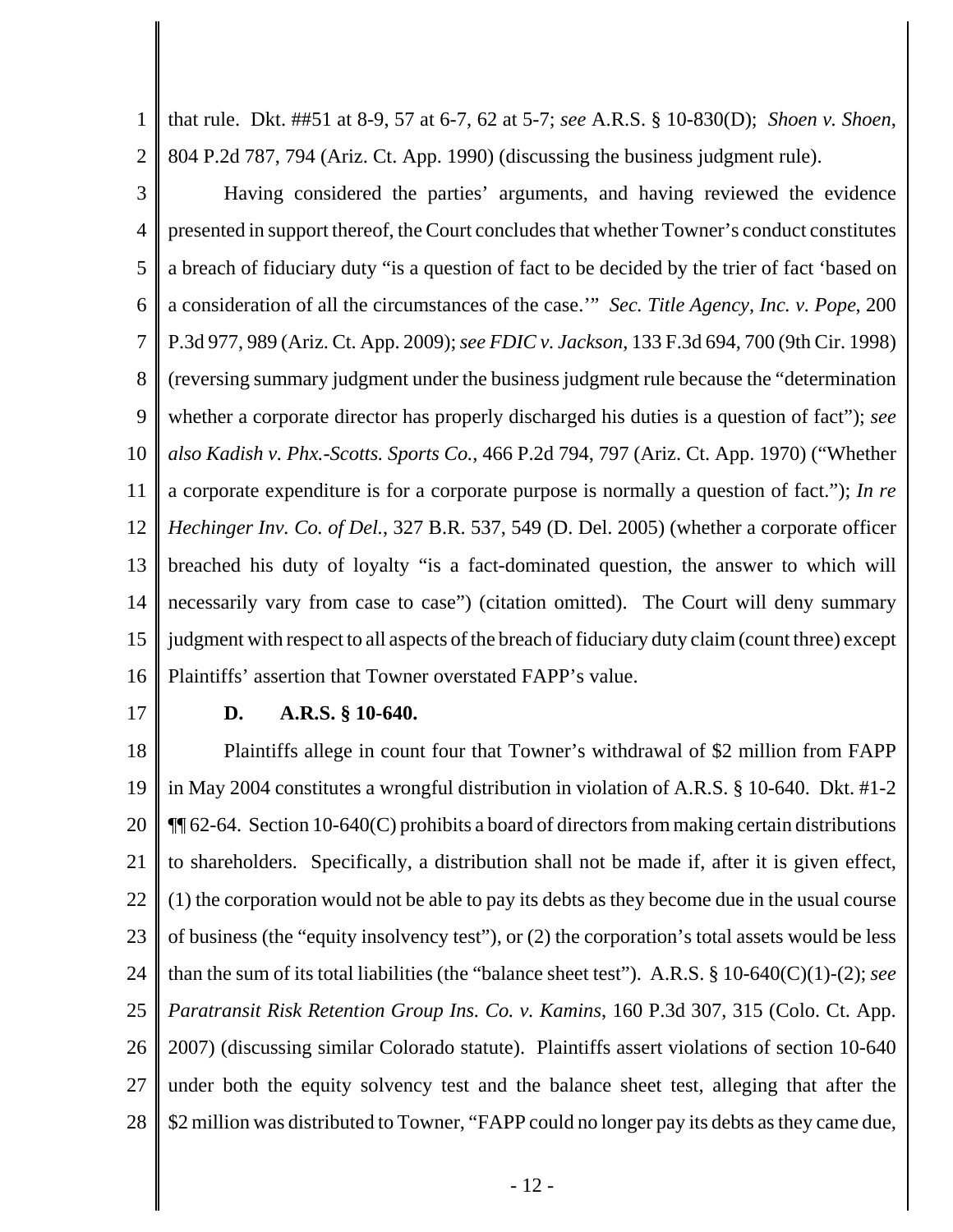that rule. Dkt. ##51 at 8-9, 57 at 6-7, 62 at 5-7; *see* A.R.S. § 10-830(D); *Shoen v. Shoen*, 804 P.2d 787, 794 (Ariz. Ct. App. 1990) (discussing the business judgment rule).

Having considered the parties' arguments, and having reviewed the evidence presented in support thereof, the Court concludes that whether Towner's conduct constitutes a breach of fiduciary duty "is a question of fact to be decided by the trier of fact 'based on a consideration of all the circumstances of the case.'" *Sec. Title Agency, Inc. v. Pope*, 200 P.3d 977, 989 (Ariz. Ct. App. 2009); *see FDIC v. Jackson*, 133 F.3d 694, 700 (9th Cir. 1998) (reversing summary judgment under the business judgment rule because the "determination whether a corporate director has properly discharged his duties is a question of fact"); *see also Kadish v. Phx.-Scotts. Sports Co.*, 466 P.2d 794, 797 (Ariz. Ct. App. 1970) ("Whether a corporate expenditure is for a corporate purpose is normally a question of fact."); *In re Hechinger Inv. Co. of Del.*, 327 B.R. 537, 549 (D. Del. 2005) (whether a corporate officer breached his duty of loyalty "is a fact-dominated question, the answer to which will necessarily vary from case to case") (citation omitted). The Court will deny summary judgment with respect to all aspects of the breach of fiduciary duty claim (count three) except Plaintiffs' assertion that Towner overstated FAPP's value.

### D. A.R.S. § 10-640.

Plaintiffs allege in count four that Towner's withdrawal of $2 million from FAPP in May 2004 constitutes a wrongful distribution in violation of A.R.S. § 10-640. Dkt. #1-2 ¶¶ 62-64. Section 10-640(C) prohibits a board of directors from making certain distributions to shareholders. Specifically, a distribution shall not be made if, after it is given effect, (1) the corporation would not be able to pay its debts as they become due in the usual course of business (the "equity insolvency test"), or (2) the corporation's total assets would be less than the sum of its total liabilities (the "balance sheet test"). A.R.S. § 10-640(C)(1)-(2); *see Paratransit Risk Retention Group Ins. Co. v. Kamins*, 160 P.3d 307, 315 (Colo. Ct. App. 2007) (discussing similar Colorado statute). Plaintiffs assert violations of section 10-640 under both the equity solvency test and the balance sheet test, alleging that after the $2 million was distributed to Towner, "FAPP could no longer pay its debts as they came due,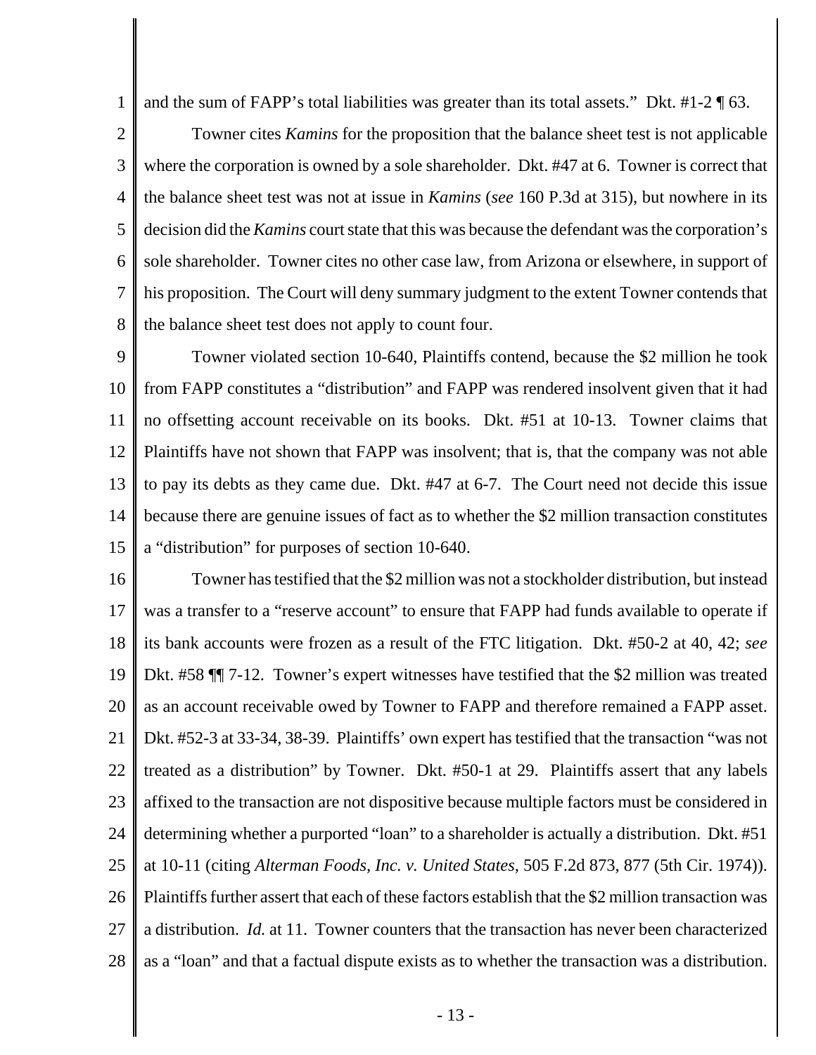and the sum of FAPP's total liabilities was greater than its total assets." Dkt. #1-2 ¶ 63.

Towner cites *Kamins* for the proposition that the balance sheet test is not applicable where the corporation is owned by a sole shareholder. Dkt. #47 at 6. Towner is correct that the balance sheet test was not at issue in *Kamins* (*see* 160 P.3d at 315), but nowhere in its decision did the *Kamins* court state that this was because the defendant was the corporation's sole shareholder. Towner cites no other case law, from Arizona or elsewhere, in support of his proposition. The Court will deny summary judgment to the extent Towner contends that the balance sheet test does not apply to count four.

Towner violated section 10-640, Plaintiffs contend, because the $2 million he took from FAPP constitutes a "distribution" and FAPP was rendered insolvent given that it had no offsetting account receivable on its books. Dkt. #51 at 10-13. Towner claims that Plaintiffs have not shown that FAPP was insolvent; that is, that the company was not able to pay its debts as they came due. Dkt. #47 at 6-7. The Court need not decide this issue because there are genuine issues of fact as to whether the $2 million transaction constitutes a "distribution" for purposes of section 10-640.

Towner has testified that the $2 million was not a stockholder distribution, but instead was a transfer to a "reserve account" to ensure that FAPP had funds available to operate if its bank accounts were frozen as a result of the FTC litigation. Dkt. #50-2 at 40, 42; *see* Dkt. #58 ¶¶ 7-12. Towner's expert witnesses have testified that the $2 million was treated as an account receivable owed by Towner to FAPP and therefore remained a FAPP asset. Dkt. #52-3 at 33-34, 38-39. Plaintiffs' own expert has testified that the transaction "was not treated as a distribution" by Towner. Dkt. #50-1 at 29. Plaintiffs assert that any labels affixed to the transaction are not dispositive because multiple factors must be considered in determining whether a purported "loan" to a shareholder is actually a distribution. Dkt. #51 at 10-11 (citing *Alterman Foods, Inc. v. United States*, 505 F.2d 873, 877 (5th Cir. 1974)). Plaintiffs further assert that each of these factors establish that the $2 million transaction was a distribution. *Id.* at 11. Towner counters that the transaction has never been characterized as a "loan" and that a factual dispute exists as to whether the transaction was a distribution.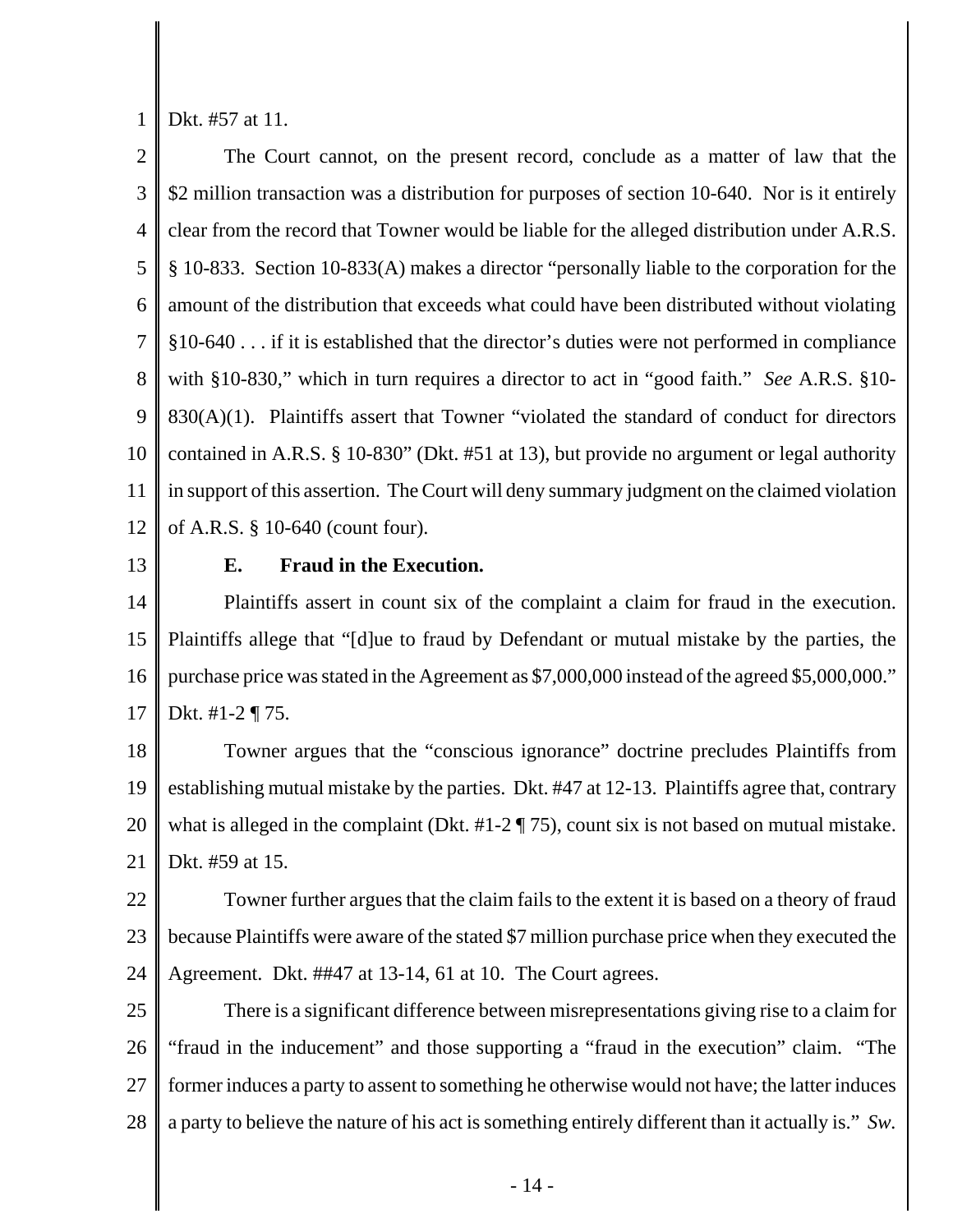Dkt. #57 at 11.

The Court cannot, on the present record, conclude as a matter of law that the \$2 million transaction was a distribution for purposes of section 10-640. Nor is it entirely clear from the record that Towner would be liable for the alleged distribution under A.R.S. § 10-833. Section 10-833(A) makes a director "personally liable to the corporation for the amount of the distribution that exceeds what could have been distributed without violating §10-640 . . . if it is established that the director's duties were not performed in compliance with §10-830," which in turn requires a director to act in "good faith." *See* A.R.S. §10-830(A)(1). Plaintiffs assert that Towner "violated the standard of conduct for directors contained in A.R.S. § 10-830" (Dkt. #51 at 13), but provide no argument or legal authority in support of this assertion. The Court will deny summary judgment on the claimed violation of A.R.S. § 10-640 (count four).

**E. Fraud in the Execution.**

Plaintiffs assert in count six of the complaint a claim for fraud in the execution. Plaintiffs allege that "[d]ue to fraud by Defendant or mutual mistake by the parties, the purchase price was stated in the Agreement as \$7,000,000 instead of the agreed \$5,000,000." Dkt. #1-2 ¶ 75.

Towner argues that the "conscious ignorance" doctrine precludes Plaintiffs from establishing mutual mistake by the parties. Dkt. #47 at 12-13. Plaintiffs agree that, contrary what is alleged in the complaint (Dkt. #1-2 ¶ 75), count six is not based on mutual mistake. Dkt. #59 at 15.

Towner further argues that the claim fails to the extent it is based on a theory of fraud because Plaintiffs were aware of the stated \$7 million purchase price when they executed the Agreement. Dkt. ##47 at 13-14, 61 at 10. The Court agrees.

There is a significant difference between misrepresentations giving rise to a claim for "fraud in the inducement" and those supporting a "fraud in the execution" claim. "The former induces a party to assent to something he otherwise would not have; the latter induces a party to believe the nature of his act is something entirely different than it actually is." *Sw.*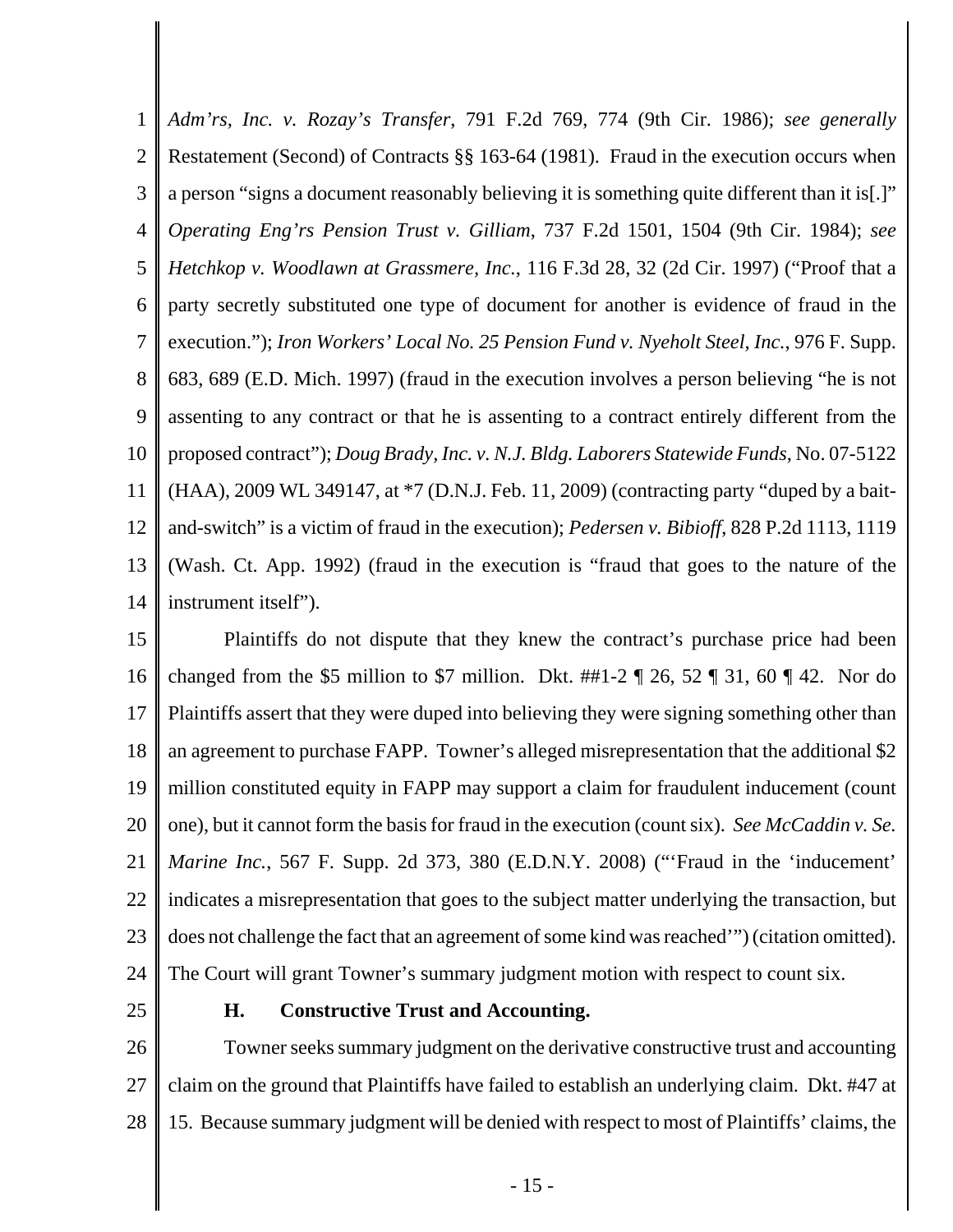*Adm'rs, Inc. v. Rozay's Transfer*, 791 F.2d 769, 774 (9th Cir. 1986); *see generally* Restatement (Second) of Contracts §§ 163-64 (1981). Fraud in the execution occurs when a person "signs a document reasonably believing it is something quite different than it is[.]" *Operating Eng'rs Pension Trust v. Gilliam*, 737 F.2d 1501, 1504 (9th Cir. 1984); *see Hetchkop v. Woodlawn at Grassmere, Inc.*, 116 F.3d 28, 32 (2d Cir. 1997) ("Proof that a party secretly substituted one type of document for another is evidence of fraud in the execution."); *Iron Workers' Local No. 25 Pension Fund v. Nyeholt Steel, Inc.*, 976 F. Supp. 683, 689 (E.D. Mich. 1997) (fraud in the execution involves a person believing "he is not assenting to any contract or that he is assenting to a contract entirely different from the proposed contract"); *Doug Brady, Inc. v. N.J. Bldg. Laborers Statewide Funds*, No. 07-5122 (HAA), 2009 WL 349147, at *7 (D.N.J. Feb. 11, 2009) (contracting party "duped by a bait-and-switch" is a victim of fraud in the execution); *Pedersen v. Bibioff*, 828 P.2d 1113, 1119 (Wash. Ct. App. 1992) (fraud in the execution is "fraud that goes to the nature of the instrument itself").

Plaintiffs do not dispute that they knew the contract's purchase price had been changed from the $5 million to $7 million. Dkt. ##1-2 ¶ 26, 52 ¶ 31, 60 ¶ 42. Nor do Plaintiffs assert that they were duped into believing they were signing something other than an agreement to purchase FAPP. Towner's alleged misrepresentation that the additional $2 million constituted equity in FAPP may support a claim for fraudulent inducement (count one), but it cannot form the basis for fraud in the execution (count six). *See McCaddin v. Se. Marine Inc.*, 567 F. Supp. 2d 373, 380 (E.D.N.Y. 2008) ("'Fraud in the 'inducement' indicates a misrepresentation that goes to the subject matter underlying the transaction, but does not challenge the fact that an agreement of some kind was reached'") (citation omitted). The Court will grant Towner's summary judgment motion with respect to count six.

### H. Constructive Trust and Accounting.

Towner seeks summary judgment on the derivative constructive trust and accounting claim on the ground that Plaintiffs have failed to establish an underlying claim. Dkt. #47 at 15. Because summary judgment will be denied with respect to most of Plaintiffs' claims, the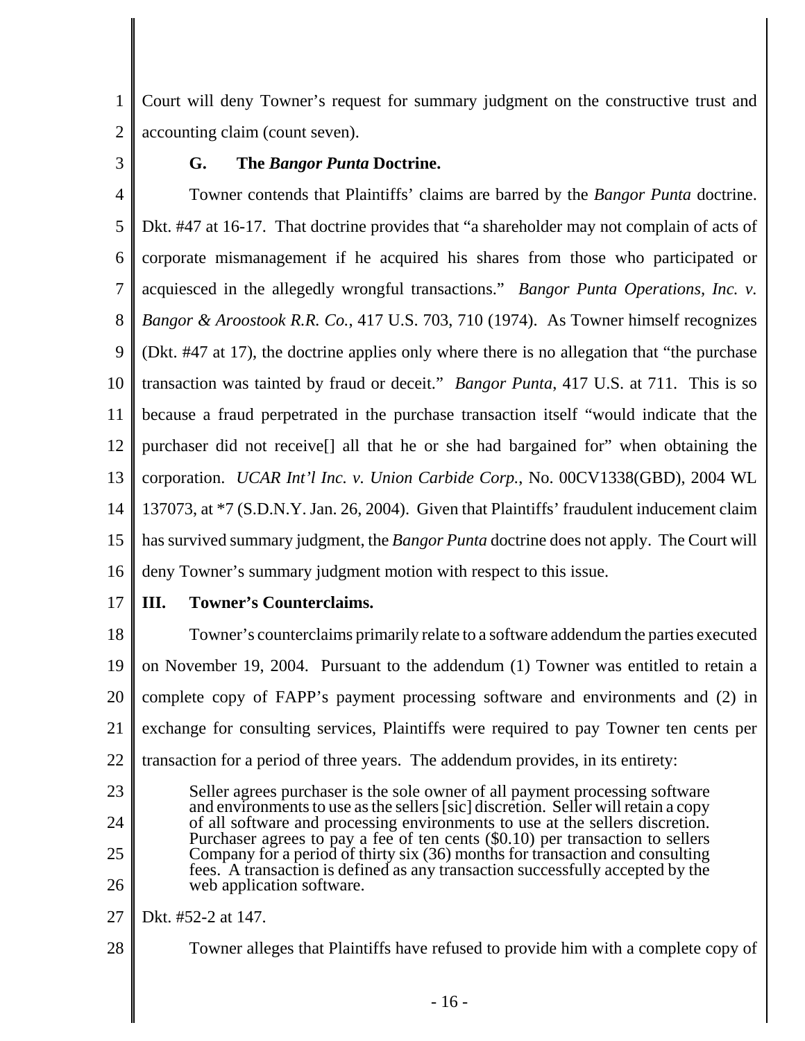Court will deny Towner's request for summary judgment on the constructive trust and accounting claim (count seven).

### G. The *Bangor Punta* Doctrine.

Towner contends that Plaintiffs' claims are barred by the *Bangor Punta* doctrine. Dkt. #47 at 16-17. That doctrine provides that "a shareholder may not complain of acts of corporate mismanagement if he acquired his shares from those who participated or acquiesced in the allegedly wrongful transactions." *Bangor Punta Operations, Inc. v. Bangor & Aroostook R.R. Co.*, 417 U.S. 703, 710 (1974). As Towner himself recognizes (Dkt. #47 at 17), the doctrine applies only where there is no allegation that "the purchase transaction was tainted by fraud or deceit." *Bangor Punta*, 417 U.S. at 711. This is so because a fraud perpetrated in the purchase transaction itself "would indicate that the purchaser did not receive[] all that he or she had bargained for" when obtaining the corporation. *UCAR Int'l Inc. v. Union Carbide Corp.*, No. 00CV1338(GBD), 2004 WL 137073, at *7 (S.D.N.Y. Jan. 26, 2004). Given that Plaintiffs' fraudulent inducement claim has survived summary judgment, the *Bangor Punta* doctrine does not apply. The Court will deny Towner's summary judgment motion with respect to this issue.

## III. Towner's Counterclaims.

Towner's counterclaims primarily relate to a software addendum the parties executed on November 19, 2004. Pursuant to the addendum (1) Towner was entitled to retain a complete copy of FAPP's payment processing software and environments and (2) in exchange for consulting services, Plaintiffs were required to pay Towner ten cents per transaction for a period of three years. The addendum provides, in its entirety:

> Seller agrees purchaser is the sole owner of all payment processing software and environments to use as the sellers [sic] discretion. Seller will retain a copy of all software and processing environments to use at the sellers discretion. Purchaser agrees to pay a fee of ten cents ($0.10) per transaction to sellers Company for a period of thirty six (36) months for transaction and consulting fees. A transaction is defined as any transaction successfully accepted by the web application software.

Dkt. #52-2 at 147.

Towner alleges that Plaintiffs have refused to provide him with a complete copy of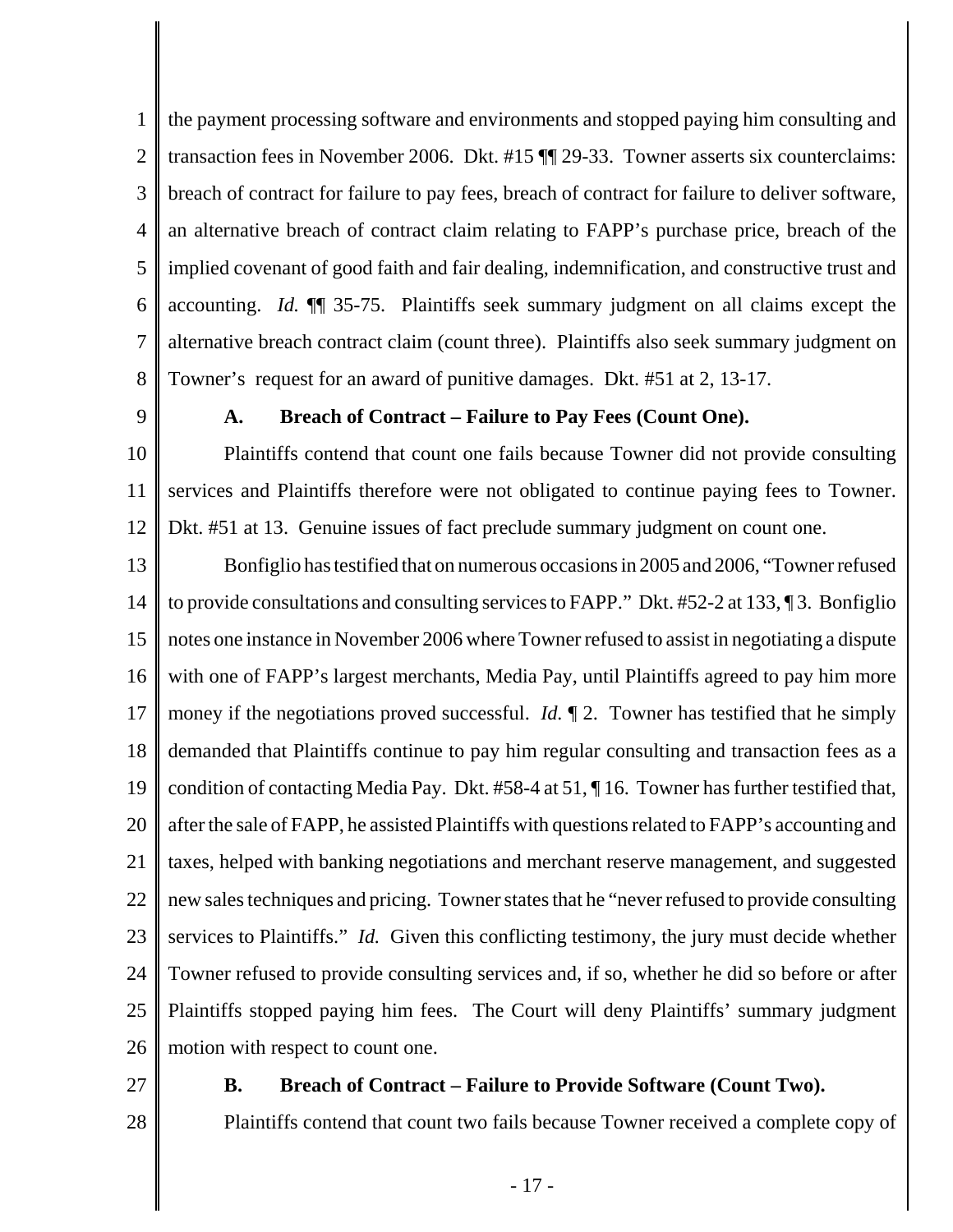the payment processing software and environments and stopped paying him consulting and transaction fees in November 2006. Dkt. #15 ¶¶ 29-33. Towner asserts six counterclaims: breach of contract for failure to pay fees, breach of contract for failure to deliver software, an alternative breach of contract claim relating to FAPP's purchase price, breach of the implied covenant of good faith and fair dealing, indemnification, and constructive trust and accounting. *Id.* ¶¶ 35-75. Plaintiffs seek summary judgment on all claims except the alternative breach contract claim (count three). Plaintiffs also seek summary judgment on Towner's request for an award of punitive damages. Dkt. #51 at 2, 13-17.

**A. Breach of Contract – Failure to Pay Fees (Count One).**

Plaintiffs contend that count one fails because Towner did not provide consulting services and Plaintiffs therefore were not obligated to continue paying fees to Towner. Dkt. #51 at 13. Genuine issues of fact preclude summary judgment on count one.

Bonfiglio has testified that on numerous occasions in 2005 and 2006, "Towner refused to provide consultations and consulting services to FAPP." Dkt. #52-2 at 133, ¶ 3. Bonfiglio notes one instance in November 2006 where Towner refused to assist in negotiating a dispute with one of FAPP's largest merchants, Media Pay, until Plaintiffs agreed to pay him more money if the negotiations proved successful. *Id.* ¶ 2. Towner has testified that he simply demanded that Plaintiffs continue to pay him regular consulting and transaction fees as a condition of contacting Media Pay. Dkt. #58-4 at 51, ¶ 16. Towner has further testified that, after the sale of FAPP, he assisted Plaintiffs with questions related to FAPP's accounting and taxes, helped with banking negotiations and merchant reserve management, and suggested new sales techniques and pricing. Towner states that he "never refused to provide consulting services to Plaintiffs." *Id.* Given this conflicting testimony, the jury must decide whether Towner refused to provide consulting services and, if so, whether he did so before or after Plaintiffs stopped paying him fees. The Court will deny Plaintiffs' summary judgment motion with respect to count one.

**B. Breach of Contract – Failure to Provide Software (Count Two).**

Plaintiffs contend that count two fails because Towner received a complete copy of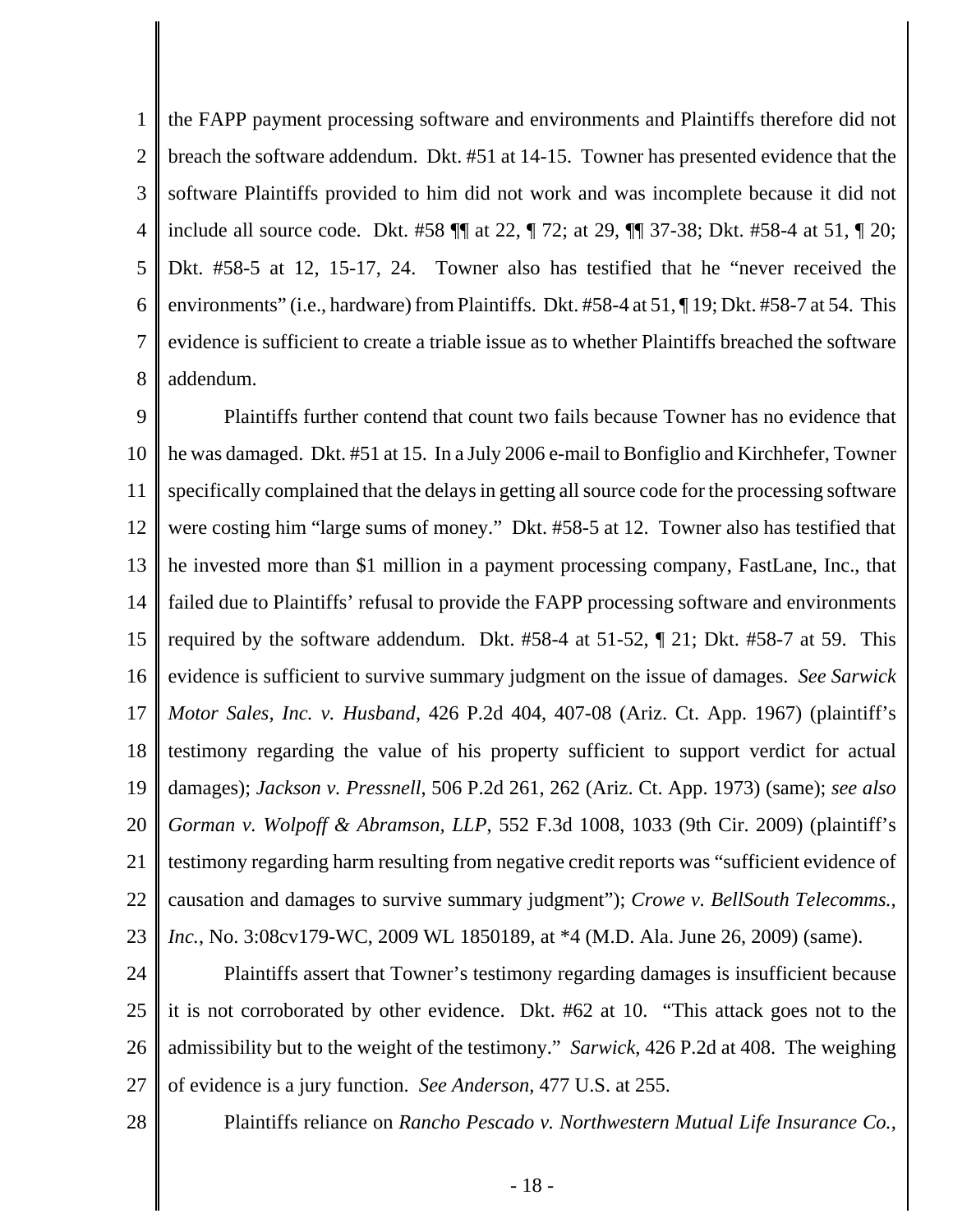the FAPP payment processing software and environments and Plaintiffs therefore did not breach the software addendum. Dkt. #51 at 14-15. Towner has presented evidence that the software Plaintiffs provided to him did not work and was incomplete because it did not include all source code. Dkt. #58 ¶¶ at 22, ¶ 72; at 29, ¶¶ 37-38; Dkt. #58-4 at 51, ¶ 20; Dkt. #58-5 at 12, 15-17, 24. Towner also has testified that he "never received the environments" (i.e., hardware) from Plaintiffs. Dkt. #58-4 at 51, ¶ 19; Dkt. #58-7 at 54. This evidence is sufficient to create a triable issue as to whether Plaintiffs breached the software addendum.

Plaintiffs further contend that count two fails because Towner has no evidence that he was damaged. Dkt. #51 at 15. In a July 2006 e-mail to Bonfiglio and Kirchhefer, Towner specifically complained that the delays in getting all source code for the processing software were costing him "large sums of money." Dkt. #58-5 at 12. Towner also has testified that he invested more than $1 million in a payment processing company, FastLane, Inc., that failed due to Plaintiffs' refusal to provide the FAPP processing software and environments required by the software addendum. Dkt. #58-4 at 51-52, ¶ 21; Dkt. #58-7 at 59. This evidence is sufficient to survive summary judgment on the issue of damages. *See Sarwick Motor Sales, Inc. v. Husband*, 426 P.2d 404, 407-08 (Ariz. Ct. App. 1967) (plaintiff's testimony regarding the value of his property sufficient to support verdict for actual damages); *Jackson v. Pressnell*, 506 P.2d 261, 262 (Ariz. Ct. App. 1973) (same); *see also Gorman v. Wolpoff & Abramson, LLP*, 552 F.3d 1008, 1033 (9th Cir. 2009) (plaintiff's testimony regarding harm resulting from negative credit reports was "sufficient evidence of causation and damages to survive summary judgment"); *Crowe v. BellSouth Telecomms., Inc.*, No. 3:08cv179-WC, 2009 WL 1850189, at *4 (M.D. Ala. June 26, 2009) (same).

Plaintiffs assert that Towner's testimony regarding damages is insufficient because it is not corroborated by other evidence. Dkt. #62 at 10. "This attack goes not to the admissibility but to the weight of the testimony." *Sarwick*, 426 P.2d at 408. The weighing of evidence is a jury function. *See Anderson*, 477 U.S. at 255.

Plaintiffs reliance on *Rancho Pescado v. Northwestern Mutual Life Insurance Co.*,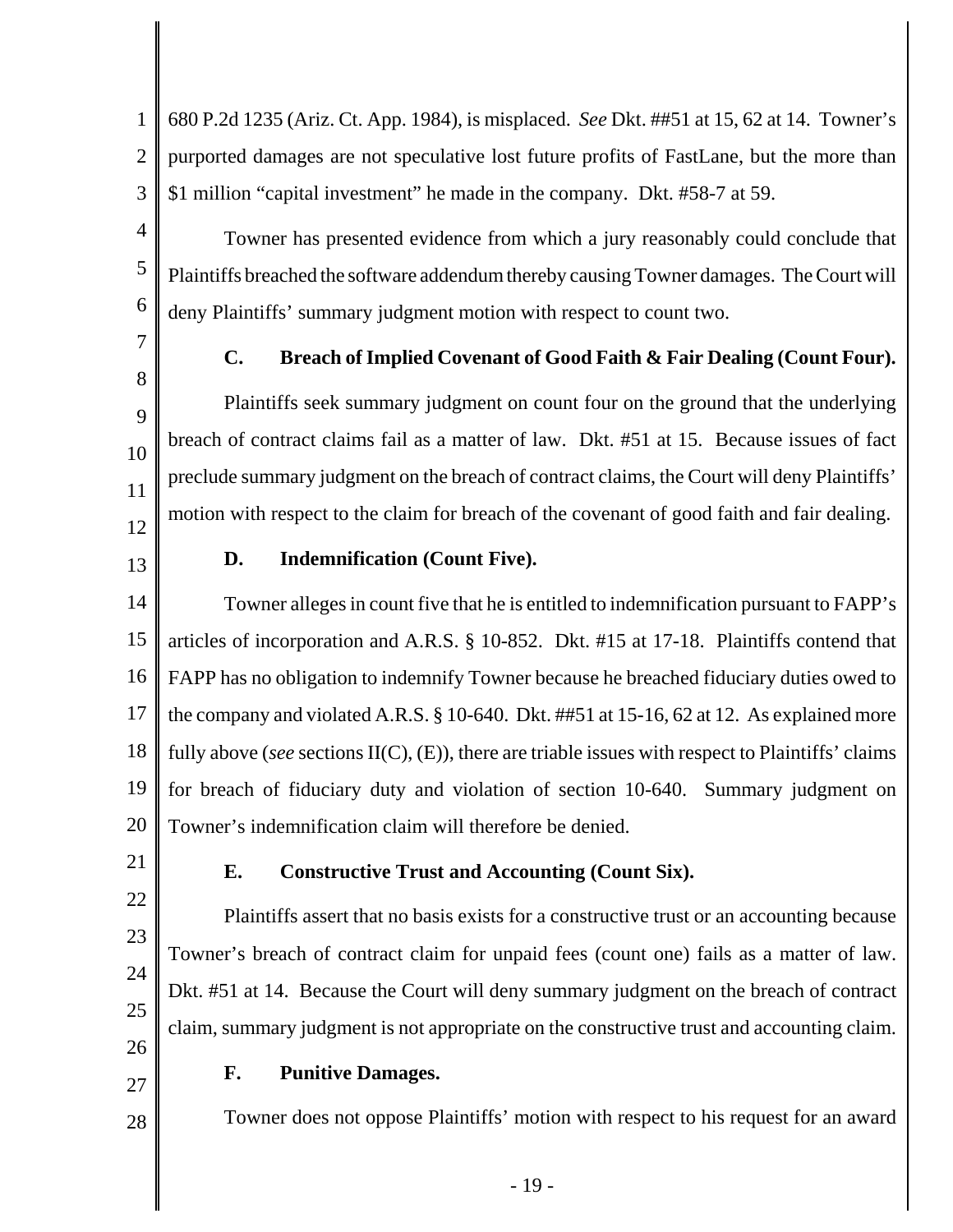680 P.2d 1235 (Ariz. Ct. App. 1984), is misplaced. *See* Dkt. ##51 at 15, 62 at 14. Towner's purported damages are not speculative lost future profits of FastLane, but the more than $1 million "capital investment" he made in the company. Dkt. #58-7 at 59.

Towner has presented evidence from which a jury reasonably could conclude that Plaintiffs breached the software addendum thereby causing Towner damages. The Court will deny Plaintiffs' summary judgment motion with respect to count two.

### C. Breach of Implied Covenant of Good Faith & Fair Dealing (Count Four).

Plaintiffs seek summary judgment on count four on the ground that the underlying breach of contract claims fail as a matter of law. Dkt. #51 at 15. Because issues of fact preclude summary judgment on the breach of contract claims, the Court will deny Plaintiffs' motion with respect to the claim for breach of the covenant of good faith and fair dealing.

### D. Indemnification (Count Five).

Towner alleges in count five that he is entitled to indemnification pursuant to FAPP's articles of incorporation and A.R.S. § 10-852. Dkt. #15 at 17-18. Plaintiffs contend that FAPP has no obligation to indemnify Towner because he breached fiduciary duties owed to the company and violated A.R.S. § 10-640. Dkt. ##51 at 15-16, 62 at 12. As explained more fully above (*see* sections II(C), (E)), there are triable issues with respect to Plaintiffs' claims for breach of fiduciary duty and violation of section 10-640. Summary judgment on Towner's indemnification claim will therefore be denied.

### E. Constructive Trust and Accounting (Count Six).

Plaintiffs assert that no basis exists for a constructive trust or an accounting because Towner's breach of contract claim for unpaid fees (count one) fails as a matter of law. Dkt. #51 at 14. Because the Court will deny summary judgment on the breach of contract claim, summary judgment is not appropriate on the constructive trust and accounting claim.

### F. Punitive Damages.

Towner does not oppose Plaintiffs' motion with respect to his request for an award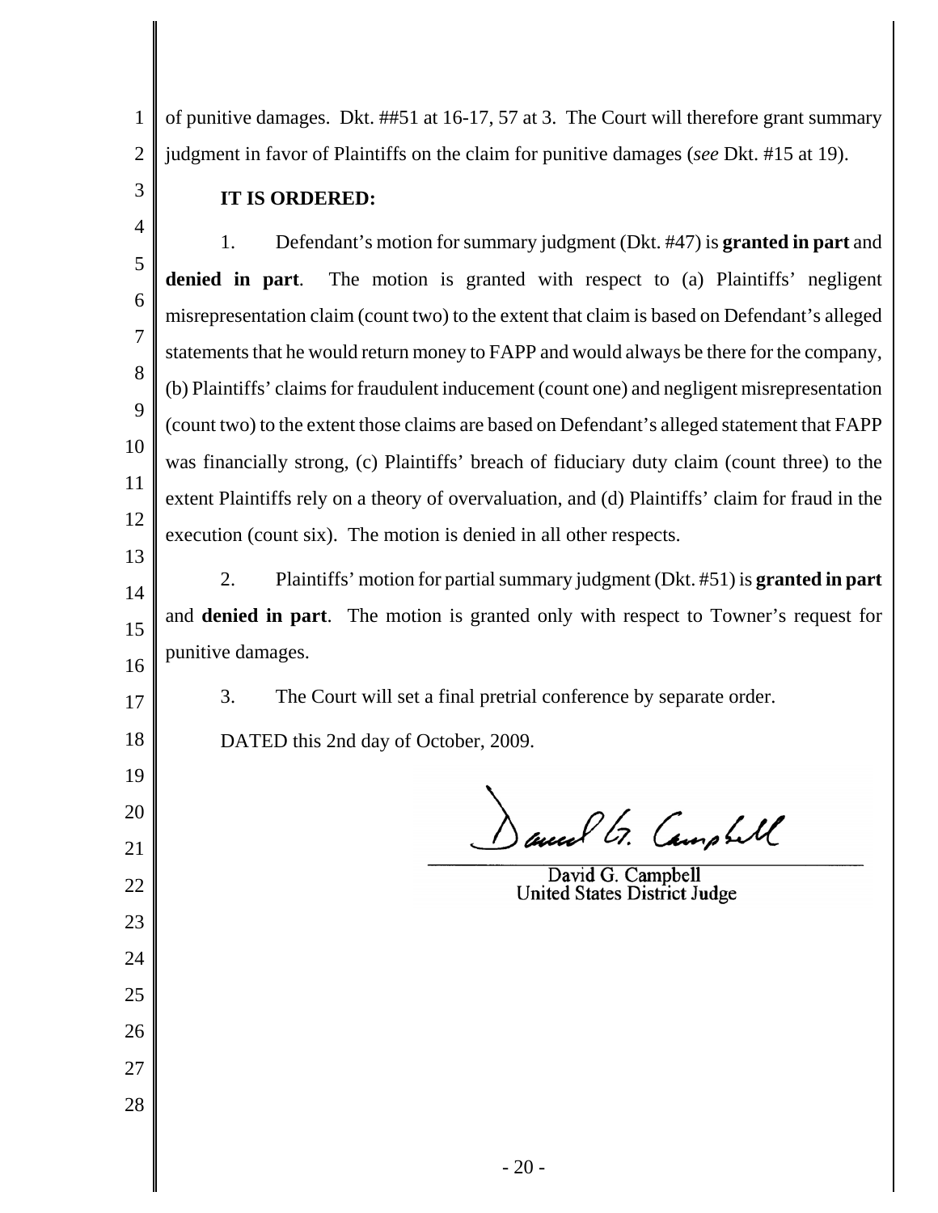of punitive damages. Dkt. ##51 at 16-17, 57 at 3. The Court will therefore grant summary judgment in favor of Plaintiffs on the claim for punitive damages (*see* Dkt. #15 at 19).

**IT IS ORDERED:**

1. Defendant's motion for summary judgment (Dkt. #47) is **granted in part** and **denied in part**. The motion is granted with respect to (a) Plaintiffs' negligent misrepresentation claim (count two) to the extent that claim is based on Defendant's alleged statements that he would return money to FAPP and would always be there for the company, (b) Plaintiffs' claims for fraudulent inducement (count one) and negligent misrepresentation (count two) to the extent those claims are based on Defendant's alleged statement that FAPP was financially strong, (c) Plaintiffs' breach of fiduciary duty claim (count three) to the extent Plaintiffs rely on a theory of overvaluation, and (d) Plaintiffs' claim for fraud in the execution (count six). The motion is denied in all other respects.

2. Plaintiffs' motion for partial summary judgment (Dkt. #51) is **granted in part** and **denied in part**. The motion is granted only with respect to Towner's request for punitive damages.

3. The Court will set a final pretrial conference by separate order.

DATED this 2nd day of October, 2009.

David G. Campbell
United States District Judge